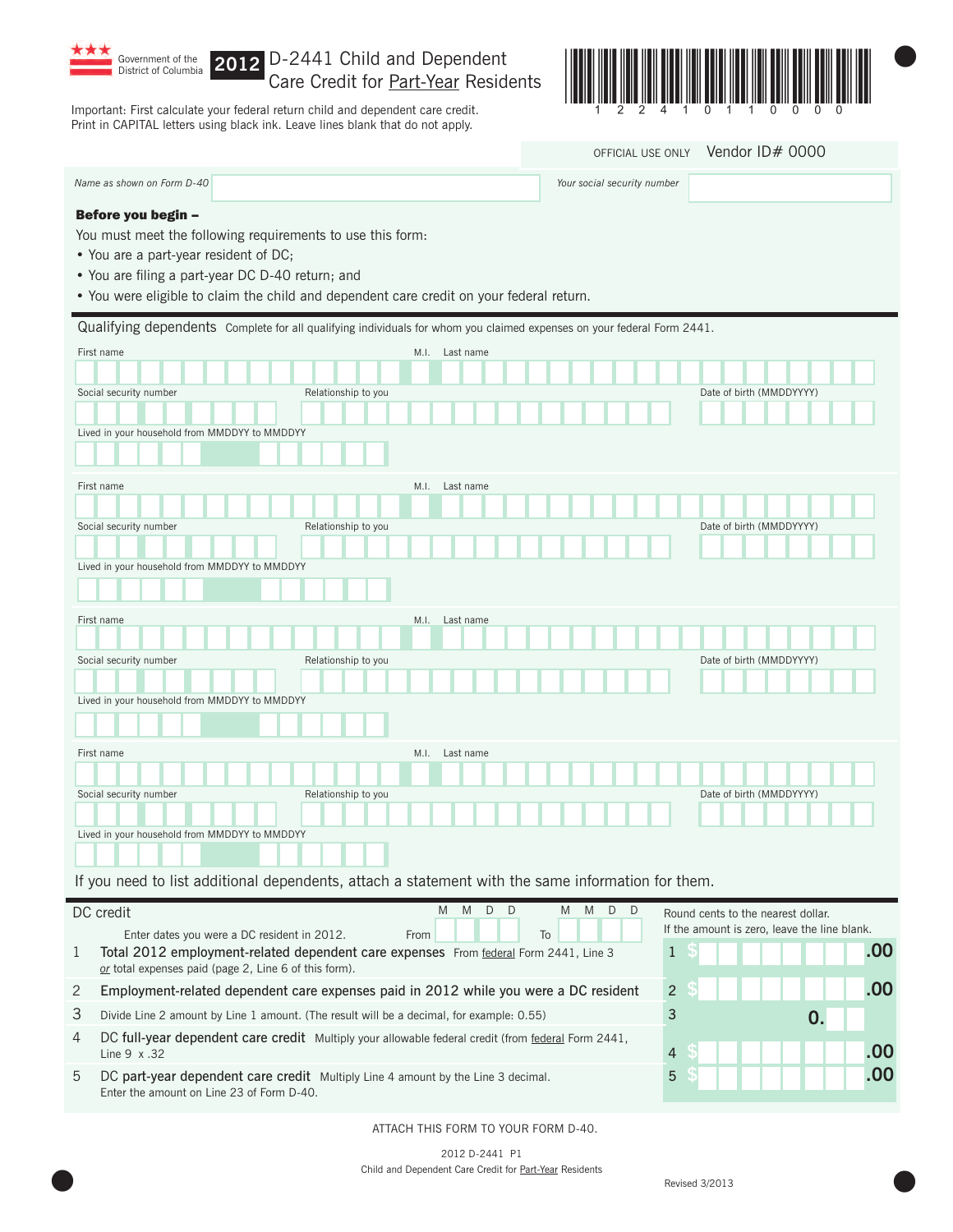Government of the District of Columbia

# 2012 D-2441 Child and Dependent Care Credit for Part-Year Residents

Important: First calculate your federal return child and dependent care credit.
Print in CAPITAL letters using black ink. Leave lines blank that do not apply.

1 2 2 4 1 0 1 1 0 0 0 0

OFFICIAL USE ONLY Vendor ID# 0000

Name as shown on Form D-40 | Your social security number

**Before you begin –**

You must meet the following requirements to use this form:

- You are a part-year resident of DC;
- You are filing a part-year DC D-40 return; and
- You were eligible to claim the child and dependent care credit on your federal return.

## Qualifying dependents

Complete for all qualifying individuals for whom you claimed expenses on your federal Form 2441.

First name | M.I. | Last name

Social security number | Relationship to you | Date of birth (MMDDYYYY)

Lived in your household from MMDDYY to MMDDYY

First name | M.I. | Last name

Social security number | Relationship to you | Date of birth (MMDDYYYY)

Lived in your household from MMDDYY to MMDDYY

First name | M.I. | Last name

Social security number | Relationship to you | Date of birth (MMDDYYYY)

Lived in your household from MMDDYY to MMDDYY

First name | M.I. | Last name

Social security number | Relationship to you | Date of birth (MMDDYYYY)

Lived in your household from MMDDYY to MMDDYY

If you need to list additional dependents, attach a statement with the same information for them.

## DC credit

Enter dates you were a DC resident in 2012. From M M D D To M M D D

Round cents to the nearest dollar. If the amount is zero, leave the line blank.

| Line | Description | Amount |
|---|---|---|
| 1 | **Total 2012 employment-related dependent care expenses** From federal Form 2441, Line 3 *or* total expenses paid (page 2, Line 6 of this form). | 1 $ .00 |
| 2 | **Employment-related dependent care expenses paid in 2012 while you were a DC resident** | 2 $ .00 |
| 3 | Divide Line 2 amount by Line 1 amount. (The result will be a decimal, for example: 0.55) | 3 0. |
| 4 | **DC full-year dependent care credit** Multiply your allowable federal credit (from federal Form 2441, Line 9 x .32 | 4 $ .00 |
| 5 | **DC part-year dependent care credit** Multiply Line 4 amount by the Line 3 decimal. Enter the amount on Line 23 of Form D-40. | 5 $ .00 |

ATTACH THIS FORM TO YOUR FORM D-40.

2012 D-2441 P1
Child and Dependent Care Credit for Part-Year Residents

Revised 3/2013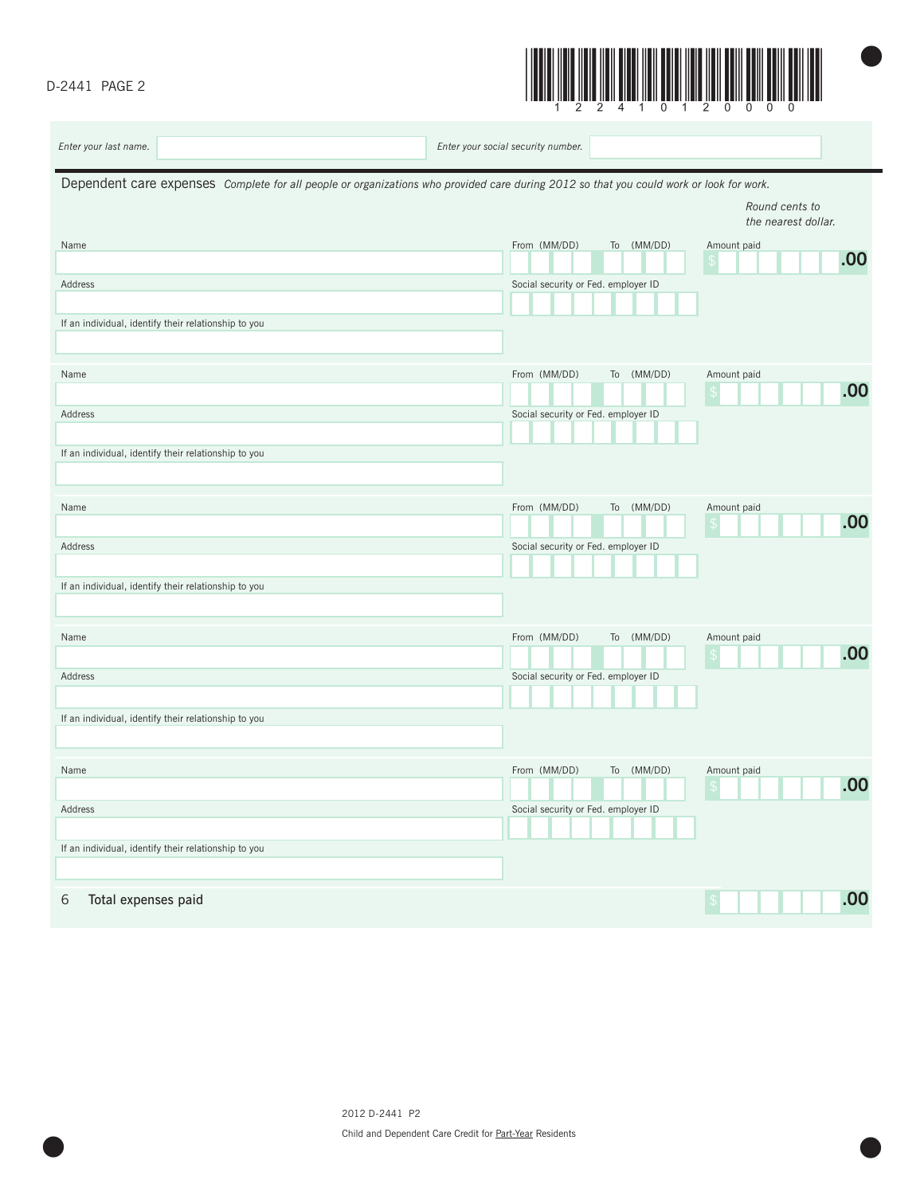D-2441 PAGE 2

Enter your last name. | Enter your social security number.

## Dependent care expenses

*Complete for all people or organizations who provided care during 2012 so that you could work or look for work.*

*Round cents to the nearest dollar.*

| | | |
|---|---|---|
| Name | From (MM/DD) To (MM/DD) | Amount paid $ .00 |
| Address | Social security or Fed. employer ID | |
| If an individual, identify their relationship to you | | |
| Name | From (MM/DD) To (MM/DD) | Amount paid $ .00 |
| Address | Social security or Fed. employer ID | |
| If an individual, identify their relationship to you | | |
| Name | From (MM/DD) To (MM/DD) | Amount paid $ .00 |
| Address | Social security or Fed. employer ID | |
| If an individual, identify their relationship to you | | |
| Name | From (MM/DD) To (MM/DD) | Amount paid $ .00 |
| Address | Social security or Fed. employer ID | |
| If an individual, identify their relationship to you | | |
| Name | From (MM/DD) To (MM/DD) | Amount paid $ .00 |
| Address | Social security or Fed. employer ID | |
| If an individual, identify their relationship to you | | |

6 **Total expenses paid** $ .00

2012 D-2441 P2

Child and Dependent Care Credit for Part-Year Residents